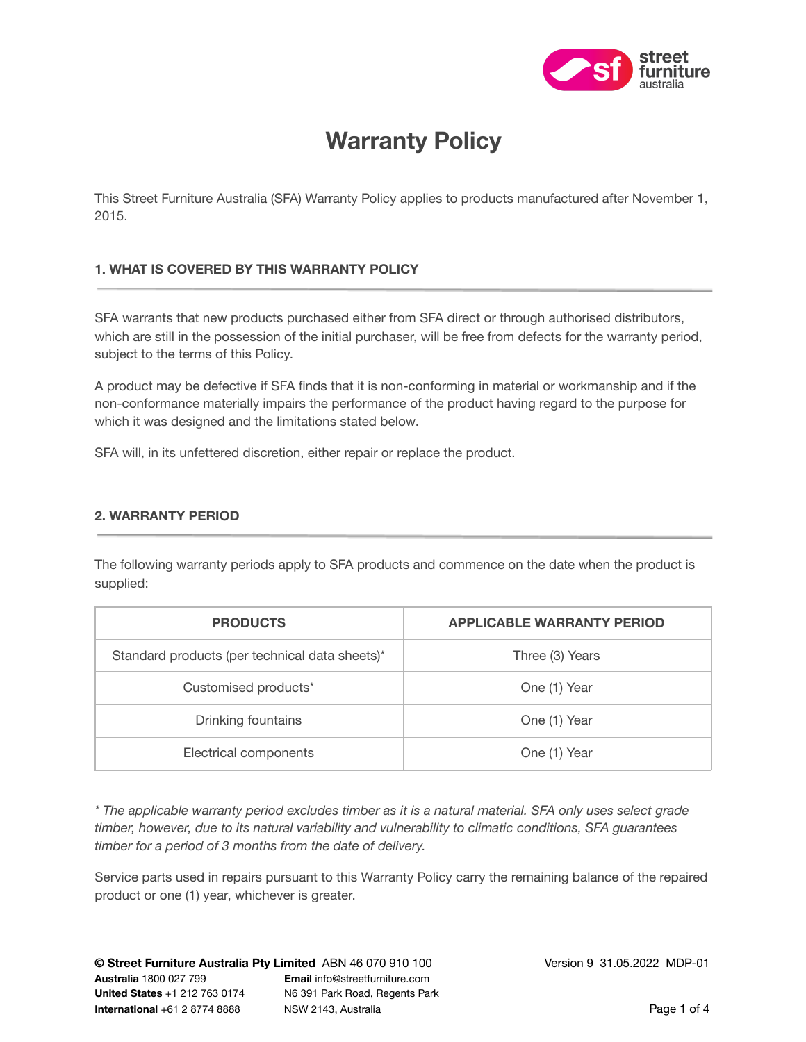# Warranty Policy

This Street Furniture Australia (SFA) Warranty Policy applies to products manufactured after November 1, 2015.

## 1. WHAT IS COVERED BY THIS WARRANTY POLICY

SFA warrants that new products purchased either from SFA direct or through authorised distributors, which are still in the possession of the initial purchaser, will be free from defects for the warranty period, subject to the terms of this Policy.

A product may be defective if SFA finds that it is non-conforming in material or workmanship and if the non-conformance materially impairs the performance of the product having regard to the purpose for which it was designed and the limitations stated below.

SFA will, in its unfettered discretion, either repair or replace the product.

## 2. WARRANTY PERIOD

The following warranty periods apply to SFA products and commence on the date when the product is supplied:

| PRODUCTS | APPLICABLE WARRANTY PERIOD |
| --- | --- |
| Standard products (per technical data sheets)* | Three (3) Years |
| Customised products* | One (1) Year |
| Drinking fountains | One (1) Year |
| Electrical components | One (1) Year |

*\* The applicable warranty period excludes timber as it is a natural material. SFA only uses select grade timber, however, due to its natural variability and vulnerability to climatic conditions, SFA guarantees timber for a period of 3 months from the date of delivery.*

Service parts used in repairs pursuant to this Warranty Policy carry the remaining balance of the repaired product or one (1) year, whichever is greater.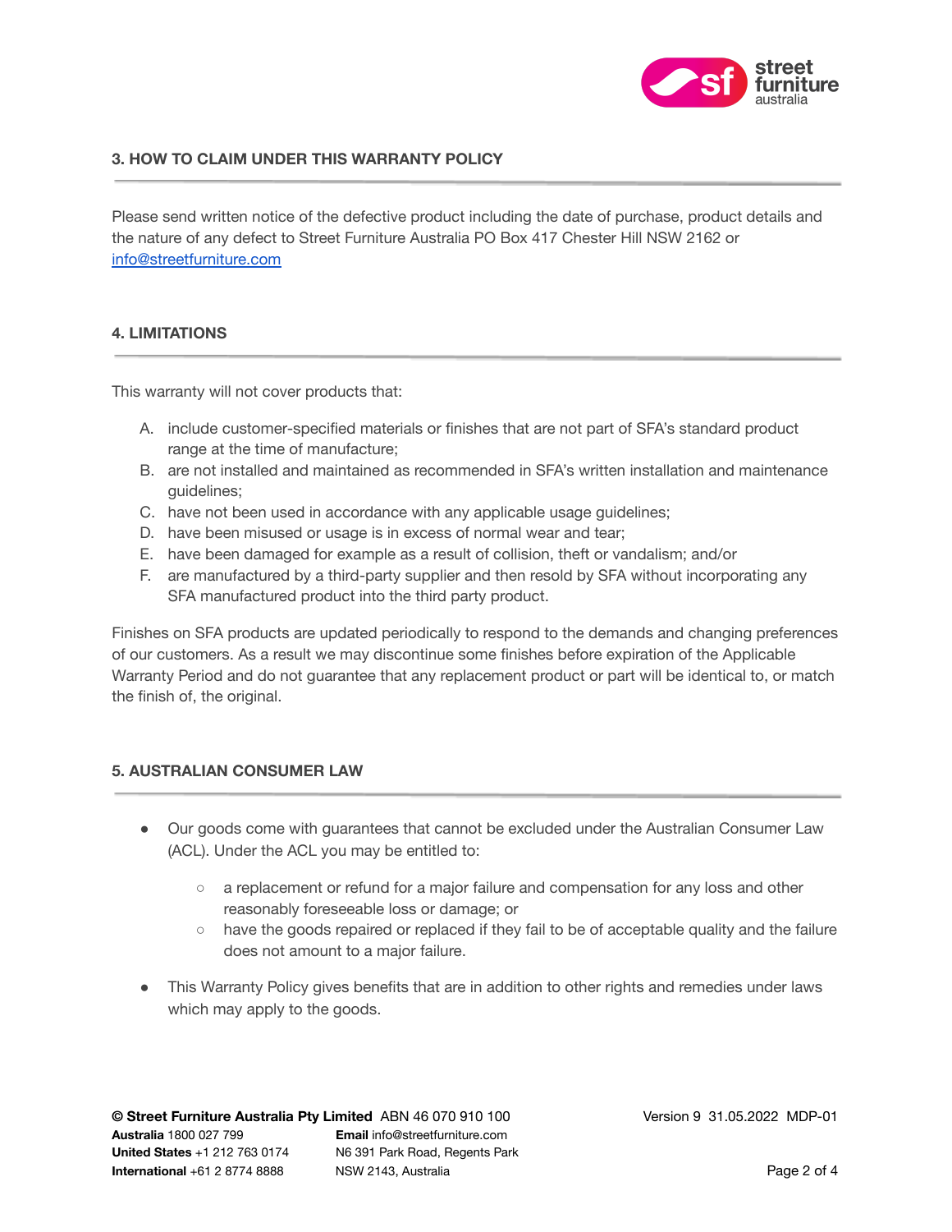## 3. HOW TO CLAIM UNDER THIS WARRANTY POLICY

Please send written notice of the defective product including the date of purchase, product details and the nature of any defect to Street Furniture Australia PO Box 417 Chester Hill NSW 2162 or info@streetfurniture.com

## 4. LIMITATIONS

This warranty will not cover products that:

A. include customer-specified materials or finishes that are not part of SFA's standard product range at the time of manufacture;
B. are not installed and maintained as recommended in SFA's written installation and maintenance guidelines;
C. have not been used in accordance with any applicable usage guidelines;
D. have been misused or usage is in excess of normal wear and tear;
E. have been damaged for example as a result of collision, theft or vandalism; and/or
F. are manufactured by a third-party supplier and then resold by SFA without incorporating any SFA manufactured product into the third party product.

Finishes on SFA products are updated periodically to respond to the demands and changing preferences of our customers. As a result we may discontinue some finishes before expiration of the Applicable Warranty Period and do not guarantee that any replacement product or part will be identical to, or match the finish of, the original.

## 5. AUSTRALIAN CONSUMER LAW

- Our goods come with guarantees that cannot be excluded under the Australian Consumer Law (ACL). Under the ACL you may be entitled to:
  - a replacement or refund for a major failure and compensation for any loss and other reasonably foreseeable loss or damage; or
  - have the goods repaired or replaced if they fail to be of acceptable quality and the failure does not amount to a major failure.
- This Warranty Policy gives benefits that are in addition to other rights and remedies under laws which may apply to the goods.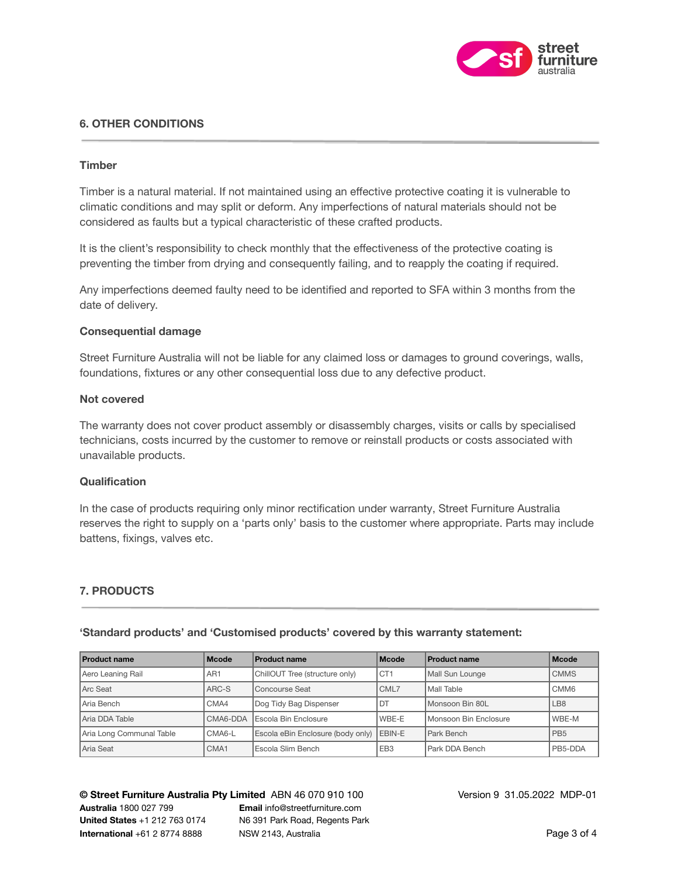## 6. OTHER CONDITIONS

### Timber

Timber is a natural material. If not maintained using an effective protective coating it is vulnerable to climatic conditions and may split or deform. Any imperfections of natural materials should not be considered as faults but a typical characteristic of these crafted products.

It is the client's responsibility to check monthly that the effectiveness of the protective coating is preventing the timber from drying and consequently failing, and to reapply the coating if required.

Any imperfections deemed faulty need to be identified and reported to SFA within 3 months from the date of delivery.

### Consequential damage

Street Furniture Australia will not be liable for any claimed loss or damages to ground coverings, walls, foundations, fixtures or any other consequential loss due to any defective product.

### Not covered

The warranty does not cover product assembly or disassembly charges, visits or calls by specialised technicians, costs incurred by the customer to remove or reinstall products or costs associated with unavailable products.

### Qualification

In the case of products requiring only minor rectification under warranty, Street Furniture Australia reserves the right to supply on a 'parts only' basis to the customer where appropriate. Parts may include battens, fixings, valves etc.

## 7. PRODUCTS

**'Standard products' and 'Customised products' covered by this warranty statement:**

| Product name | Mcode | Product name | Mcode | Product name | Mcode |
|---|---|---|---|---|---|
| Aero Leaning Rail | AR1 | ChillOUT Tree (structure only) | CT1 | Mall Sun Lounge | CMMS |
| Arc Seat | ARC-S | Concourse Seat | CML7 | Mall Table | CMM6 |
| Aria Bench | CMA4 | Dog Tidy Bag Dispenser | DT | Monsoon Bin 80L | LB8 |
| Aria DDA Table | CMA6-DDA | Escola Bin Enclosure | WBE-E | Monsoon Bin Enclosure | WBE-M |
| Aria Long Communal Table | CMA6-L | Escola eBin Enclosure (body only) | EBIN-E | Park Bench | PB5 |
| Aria Seat | CMA1 | Escola Slim Bench | EB3 | Park DDA Bench | PB5-DDA |

**© Street Furniture Australia Pty Limited** ABN 46 070 910 100
**Australia** 1800 027 799
**United States** +1 212 763 0174
**International** +61 2 8774 8888
**Email** info@streetfurniture.com
N6 391 Park Road, Regents Park
NSW 2143, Australia

Version 9 31.05.2022 MDP-01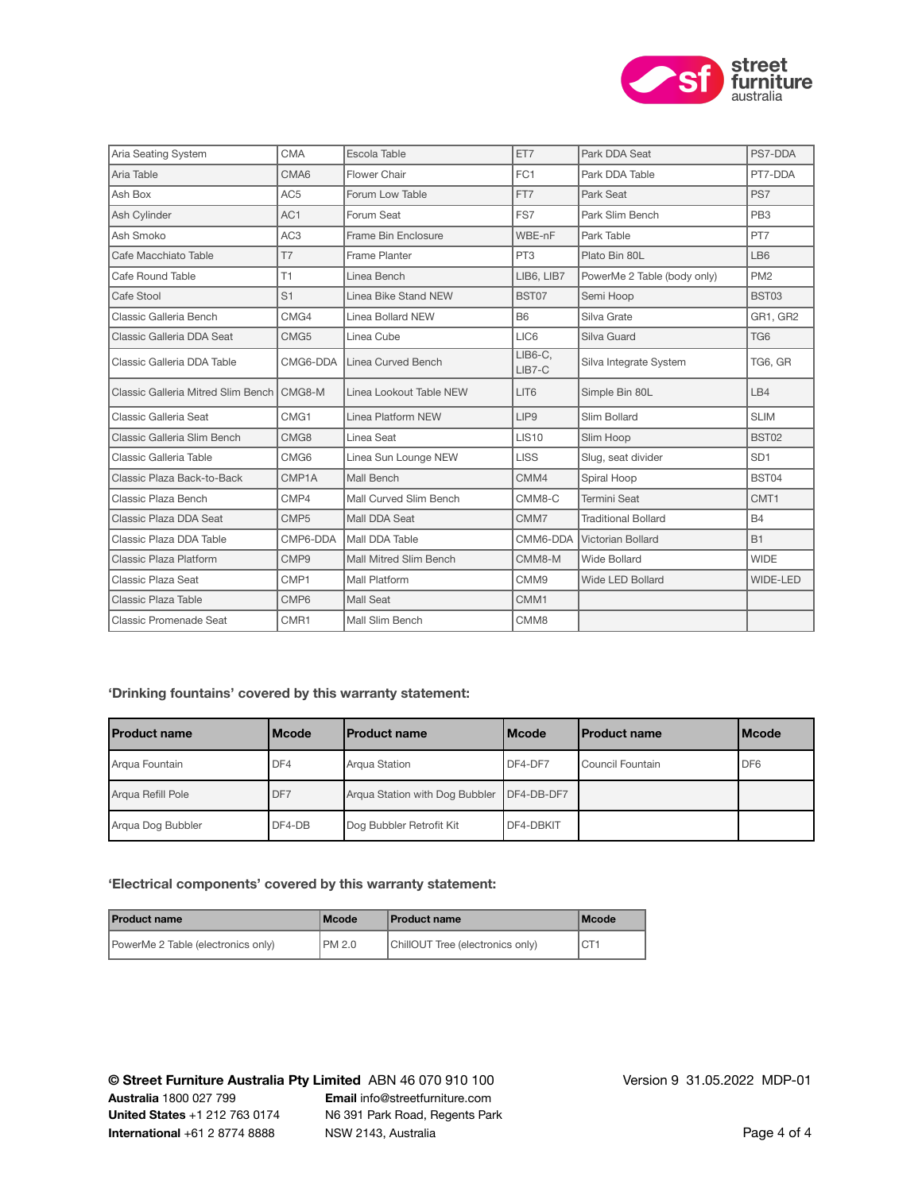| | | | | | |
|---|---|---|---|---|---|
| Aria Seating System | CMA | Escola Table | ET7 | Park DDA Seat | PS7-DDA |
| Aria Table | CMA6 | Flower Chair | FC1 | Park DDA Table | PT7-DDA |
| Ash Box | AC5 | Forum Low Table | FT7 | Park Seat | PS7 |
| Ash Cylinder | AC1 | Forum Seat | FS7 | Park Slim Bench | PB3 |
| Ash Smoko | AC3 | Frame Bin Enclosure | WBE-nF | Park Table | PT7 |
| Cafe Macchiato Table | T7 | Frame Planter | PT3 | Plato Bin 80L | LB6 |
| Cafe Round Table | T1 | Linea Bench | LIB6, LIB7 | PowerMe 2 Table (body only) | PM2 |
| Cafe Stool | S1 | Linea Bike Stand NEW | BST07 | Semi Hoop | BST03 |
| Classic Galleria Bench | CMG4 | Linea Bollard NEW | B6 | Silva Grate | GR1, GR2 |
| Classic Galleria DDA Seat | CMG5 | Linea Cube | LIC6 | Silva Guard | TG6 |
| Classic Galleria DDA Table | CMG6-DDA | Linea Curved Bench | LIB6-C, LIB7-C | Silva Integrate System | TG6, GR |
| Classic Galleria Mitred Slim Bench | CMG8-M | Linea Lookout Table NEW | LIT6 | Simple Bin 80L | LB4 |
| Classic Galleria Seat | CMG1 | Linea Platform NEW | LIP9 | Slim Bollard | SLIM |
| Classic Galleria Slim Bench | CMG8 | Linea Seat | LIS10 | Slim Hoop | BST02 |
| Classic Galleria Table | CMG6 | Linea Sun Lounge NEW | LISS | Slug, seat divider | SD1 |
| Classic Plaza Back-to-Back | CMP1A | Mall Bench | CMM4 | Spiral Hoop | BST04 |
| Classic Plaza Bench | CMP4 | Mall Curved Slim Bench | CMM8-C | Termini Seat | CMT1 |
| Classic Plaza DDA Seat | CMP5 | Mall DDA Seat | CMM7 | Traditional Bollard | B4 |
| Classic Plaza DDA Table | CMP6-DDA | Mall DDA Table | CMM6-DDA | Victorian Bollard | B1 |
| Classic Plaza Platform | CMP9 | Mall Mitred Slim Bench | CMM8-M | Wide Bollard | WIDE |
| Classic Plaza Seat | CMP1 | Mall Platform | CMM9 | Wide LED Bollard | WIDE-LED |
| Classic Plaza Table | CMP6 | Mall Seat | CMM1 | | |
| Classic Promenade Seat | CMR1 | Mall Slim Bench | CMM8 | | |

**'Drinking fountains' covered by this warranty statement:**

| Product name | Mcode | Product name | Mcode | Product name | Mcode |
|---|---|---|---|---|---|
| Arqua Fountain | DF4 | Arqua Station | DF4-DF7 | Council Fountain | DF6 |
| Arqua Refill Pole | DF7 | Arqua Station with Dog Bubbler | DF4-DB-DF7 | | |
| Arqua Dog Bubbler | DF4-DB | Dog Bubbler Retrofit Kit | DF4-DBKIT | | |

**'Electrical components' covered by this warranty statement:**

| Product name | Mcode | Product name | Mcode |
|---|---|---|---|
| PowerMe 2 Table (electronics only) | PM 2.0 | ChillOUT Tree (electronics only) | CT1 |

**© Street Furniture Australia Pty Limited** ABN 46 070 910 100

**Australia** 1800 027 799
**United States** +1 212 763 0174
**International** +61 2 8774 8888

**Email** info@streetfurniture.com
N6 391 Park Road, Regents Park
NSW 2143, Australia

Version 9 31.05.2022 MDP-01